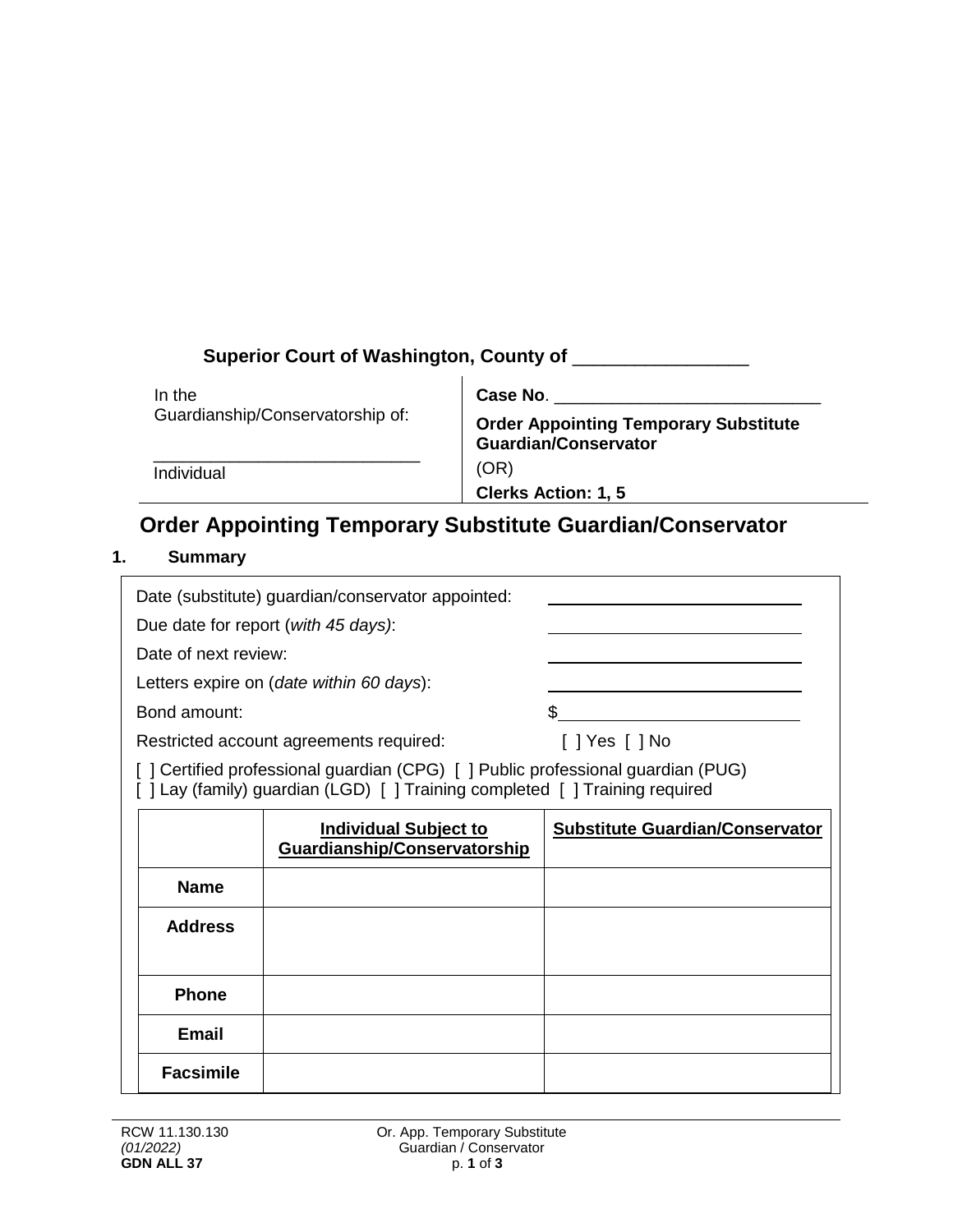**Superior Court of Washington, County of** _________________

| In the Guardianship/Conservatorship of: | **Case No**. ____________________________ |
|---|---|
| ____________________________ | **Order Appointing Temporary Substitute Guardian/Conservator** |
| Individual | (OR) |
| | **Clerks Action: 1, 5** |

# Order Appointing Temporary Substitute Guardian/Conservator

## 1. Summary

Date (substitute) guardian/conservator appointed: ____________________

Due date for report (*with 45 days)*: ____________________

Date of next review: ____________________

Letters expire on (*date within 60 days*): ____________________

Bond amount: $____________________

Restricted account agreements required: [ ] Yes [ ] No

[ ] Certified professional guardian (CPG) [ ] Public professional guardian (PUG)
[ ] Lay (family) guardian (LGD) [ ] Training completed [ ] Training required

| | **Individual Subject to Guardianship/Conservatorship** | **Substitute Guardian/Conservator** |
|---|---|---|
| **Name** | | |
| **Address** | | |
| **Phone** | | |
| **Email** | | |
| **Facsimile** | | |

RCW 11.130.130
*(01/2022)*
**GDN ALL 37**

Or. App. Temporary Substitute Guardian / Conservator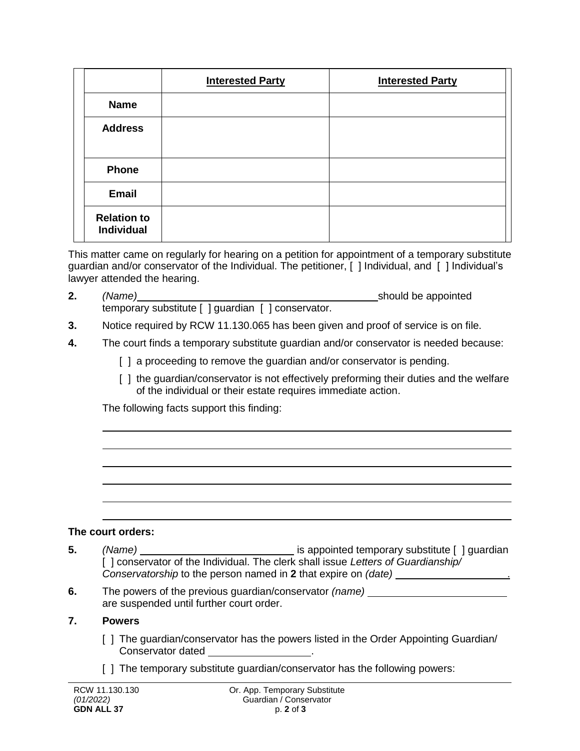| | Interested Party | Interested Party |
|---|---|---|
| **Name** | | |
| **Address** | | |
| **Phone** | | |
| **Email** | | |
| **Relation to Individual** | | |

This matter came on regularly for hearing on a petition for appointment of a temporary substitute guardian and/or conservator of the Individual. The petitioner, [ ] Individual, and [ ] Individual's lawyer attended the hearing.

**2.** *(Name)* ______________________________ should be appointed temporary substitute [ ] guardian [ ] conservator.

**3.** Notice required by RCW 11.130.065 has been given and proof of service is on file.

**4.** The court finds a temporary substitute guardian and/or conservator is needed because:

[ ] a proceeding to remove the guardian and/or conservator is pending.

[ ] the guardian/conservator is not effectively preforming their duties and the welfare of the individual or their estate requires immediate action.

The following facts support this finding:

______________________________________________________________________

______________________________________________________________________

______________________________________________________________________

______________________________________________________________________

______________________________________________________________________

______________________________________________________________________

**The court orders:**

**5.** *(Name)* ____________________ is appointed temporary substitute [ ] guardian [ ] conservator of the Individual. The clerk shall issue *Letters of Guardianship/ Conservatorship* to the person named in **2** that expire on *(date)* ______________.

**6.** The powers of the previous guardian/conservator *(name)* __________________ are suspended until further court order.

**7.** **Powers**

[ ] The guardian/conservator has the powers listed in the Order Appointing Guardian/ Conservator dated ______________.

[ ] The temporary substitute guardian/conservator has the following powers:

RCW 11.130.130
*(01/2022)*
**GDN ALL 37**

Or. App. Temporary Substitute Guardian / Conservator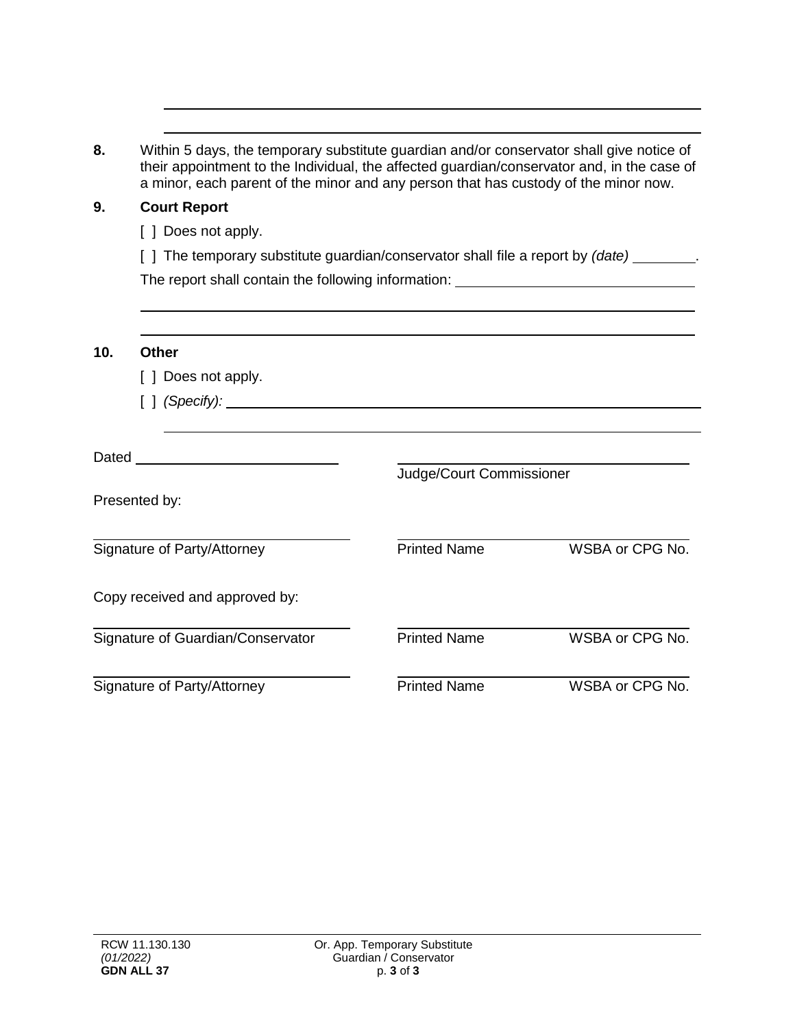______________________________________________________________________

______________________________________________________________________

**8.** Within 5 days, the temporary substitute guardian and/or conservator shall give notice of their appointment to the Individual, the affected guardian/conservator and, in the case of a minor, each parent of the minor and any person that has custody of the minor now.

**9. Court Report**

[ ] Does not apply.

[ ] The temporary substitute guardian/conservator shall file a report by *(date)* ________.

The report shall contain the following information: ______________________________

______________________________________________________________________

______________________________________________________________________

**10. Other**

[ ] Does not apply.

[ ] *(Specify):* ______________________________________________________________

______________________________________________________________________

Dated ____________________________ ____________________________________
Judge/Court Commissioner

Presented by:

________________________________ ____________________________________
Signature of Party/Attorney Printed Name WSBA or CPG No.

Copy received and approved by:

________________________________ ____________________________________
Signature of Guardian/Conservator Printed Name WSBA or CPG No.

________________________________ ____________________________________
Signature of Party/Attorney Printed Name WSBA or CPG No.

RCW 11.130.130
*(01/2022)*
**GDN ALL 37**

Or. App. Temporary Substitute Guardian / Conservator